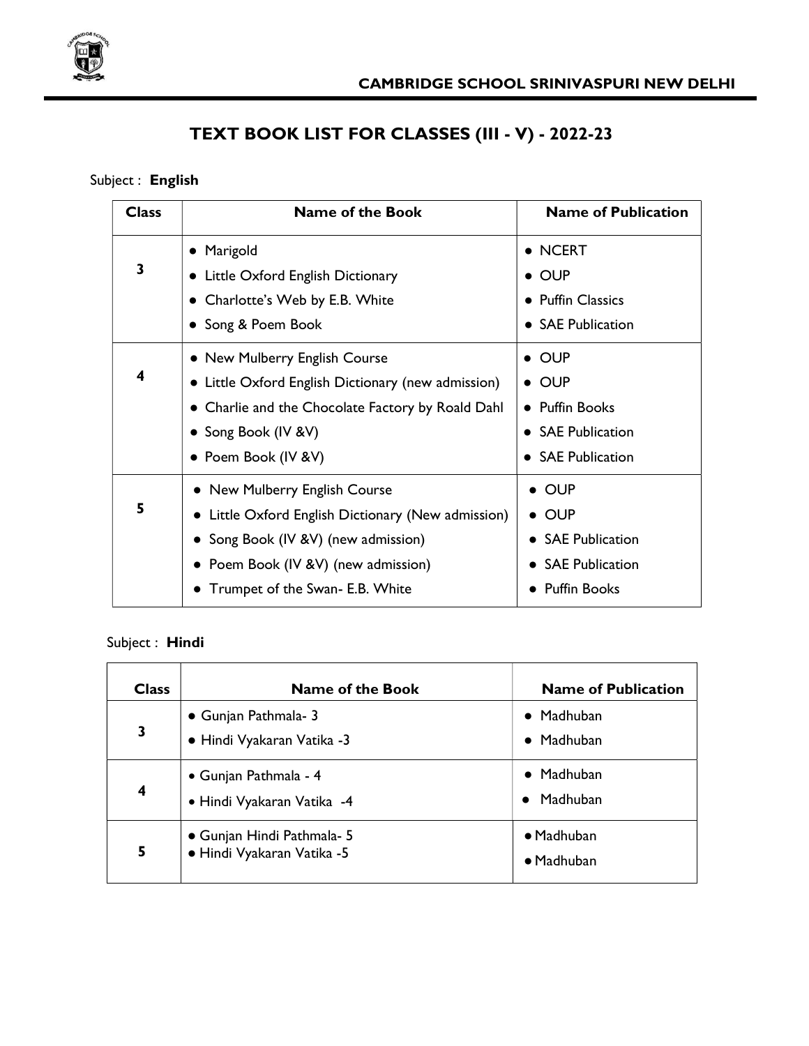CAMBRIDGE SCHOOL SRINIVASPURI NEW DELHI

# TEXT BOOK LIST FOR CLASSES (III - V) - 2022-23

Subject : **English**

| Class | Name of the Book | Name of Publication |
|---|---|---|
| 3 | • Marigold<br>• Little Oxford English Dictionary<br>• Charlotte's Web by E.B. White<br>• Song & Poem Book | • NCERT<br>• OUP<br>• Puffin Classics<br>• SAE Publication |
| 4 | • New Mulberry English Course<br>• Little Oxford English Dictionary (new admission)<br>• Charlie and the Chocolate Factory by Roald Dahl<br>• Song Book (IV &V)<br>• Poem Book (IV &V) | • OUP<br>• OUP<br>• Puffin Books<br>• SAE Publication<br>• SAE Publication |
| 5 | • New Mulberry English Course<br>• Little Oxford English Dictionary (New admission)<br>• Song Book (IV &V) (new admission)<br>• Poem Book (IV &V) (new admission)<br>• Trumpet of the Swan- E.B. White | • OUP<br>• OUP<br>• SAE Publication<br>• SAE Publication<br>• Puffin Books |

Subject : **Hindi**

| Class | Name of the Book | Name of Publication |
|---|---|---|
| 3 | • Gunjan Pathmala- 3<br>• Hindi Vyakaran Vatika -3 | • Madhuban<br>• Madhuban |
| 4 | • Gunjan Pathmala - 4<br>• Hindi Vyakaran Vatika -4 | • Madhuban<br>• Madhuban |
| 5 | • Gunjan Hindi Pathmala- 5<br>• Hindi Vyakaran Vatika -5 | • Madhuban<br>• Madhuban |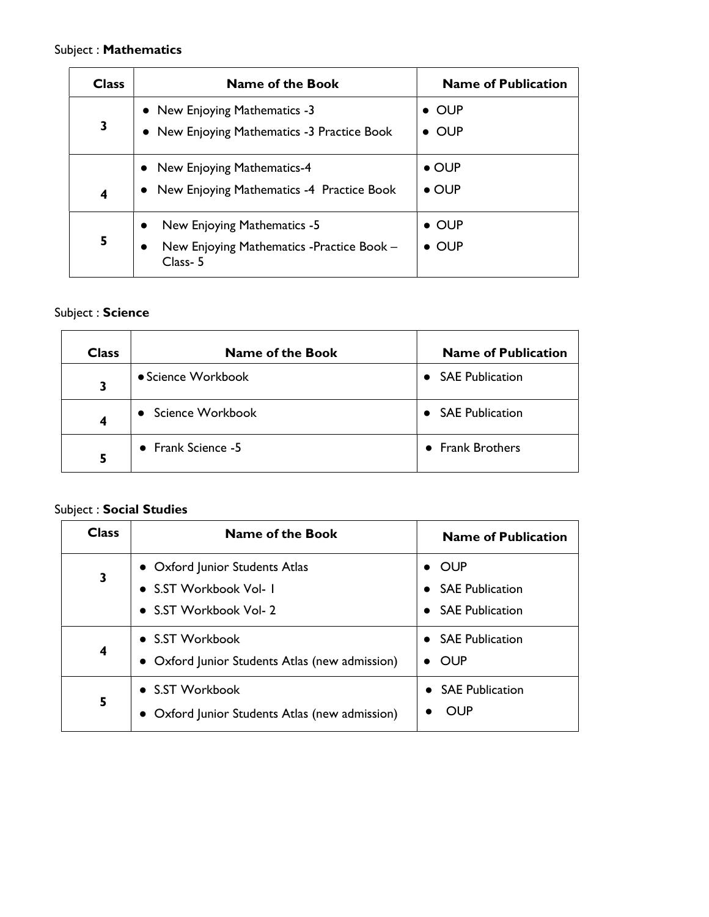Subject : **Mathematics**

| Class | Name of the Book | Name of Publication |
|---|---|---|
| 3 | • New Enjoying Mathematics -3<br>• New Enjoying Mathematics -3 Practice Book | • OUP<br>• OUP |
| 4 | • New Enjoying Mathematics-4<br>• New Enjoying Mathematics -4 Practice Book | • OUP<br>• OUP |
| 5 | • New Enjoying Mathematics -5<br>• New Enjoying Mathematics -Practice Book – Class- 5 | • OUP<br>• OUP |

Subject : **Science**

| Class | Name of the Book | Name of Publication |
|---|---|---|
| 3 | • Science Workbook | • SAE Publication |
| 4 | • Science Workbook | • SAE Publication |
| 5 | • Frank Science -5 | • Frank Brothers |

Subject : **Social Studies**

| Class | Name of the Book | Name of Publication |
|---|---|---|
| 3 | • Oxford Junior Students Atlas<br>• S.ST Workbook Vol- I<br>• S.ST Workbook Vol- 2 | • OUP<br>• SAE Publication<br>• SAE Publication |
| 4 | • S.ST Workbook<br>• Oxford Junior Students Atlas (new admission) | • SAE Publication<br>• OUP |
| 5 | • S.ST Workbook<br>• Oxford Junior Students Atlas (new admission) | • SAE Publication<br>• OUP |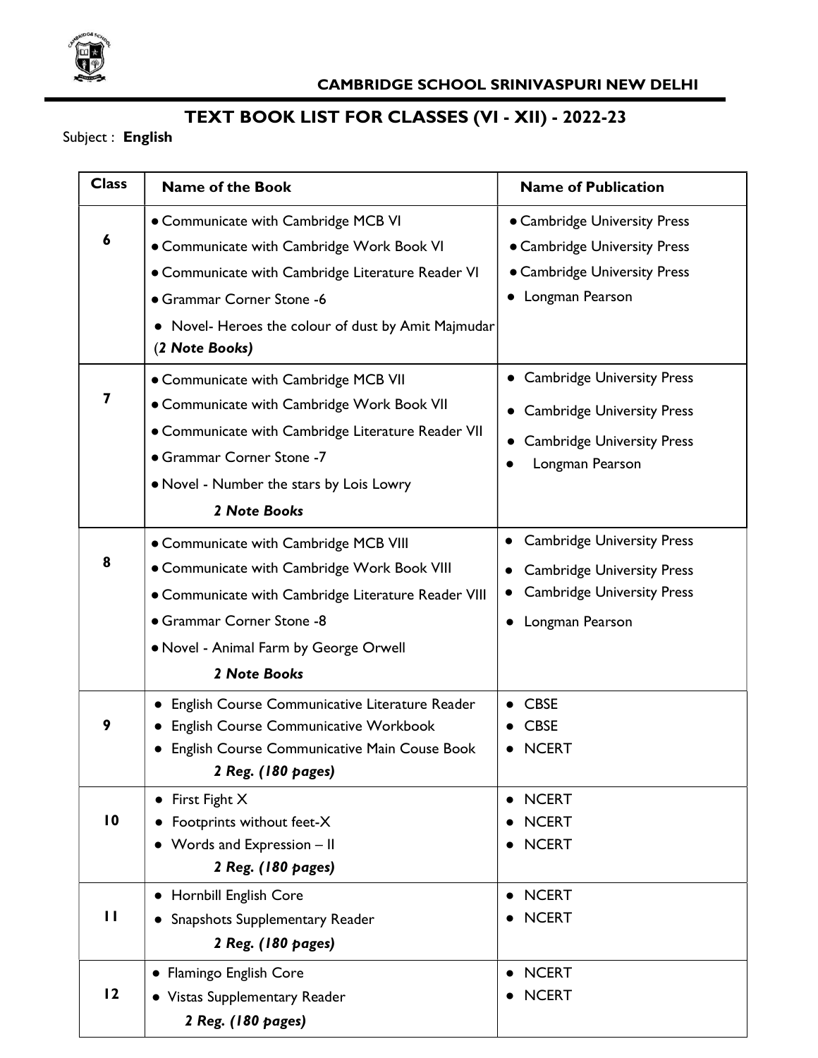**CAMBRIDGE SCHOOL SRINIVASPURI NEW DELHI**

# TEXT BOOK LIST FOR CLASSES (VI - XII) - 2022-23

Subject : **English**

| Class | Name of the Book | Name of Publication |
|---|---|---|
| 6 | • Communicate with Cambridge MCB VI<br>• Communicate with Cambridge Work Book VI<br>• Communicate with Cambridge Literature Reader VI<br>• Grammar Corner Stone -6<br>• Novel- Heroes the colour of dust by Amit Majmudar<br>(***2 Note Books)*** | • Cambridge University Press<br>• Cambridge University Press<br>• Cambridge University Press<br>• Longman Pearson |
| 7 | • Communicate with Cambridge MCB VII<br>• Communicate with Cambridge Work Book VII<br>• Communicate with Cambridge Literature Reader VII<br>• Grammar Corner Stone -7<br>• Novel - Number the stars by Lois Lowry<br>***2 Note Books*** | • Cambridge University Press<br>• Cambridge University Press<br>• Cambridge University Press<br>• Longman Pearson |
| 8 | • Communicate with Cambridge MCB VIII<br>• Communicate with Cambridge Work Book VIII<br>• Communicate with Cambridge Literature Reader VIII<br>• Grammar Corner Stone -8<br>• Novel - Animal Farm by George Orwell<br>***2 Note Books*** | • Cambridge University Press<br>• Cambridge University Press<br>• Cambridge University Press<br>• Longman Pearson |
| 9 | • English Course Communicative Literature Reader<br>• English Course Communicative Workbook<br>• English Course Communicative Main Couse Book<br>***2 Reg. (180 pages)*** | • CBSE<br>• CBSE<br>• NCERT |
| 10 | • First Fight X<br>• Footprints without feet-X<br>• Words and Expression – II<br>***2 Reg. (180 pages)*** | • NCERT<br>• NCERT<br>• NCERT |
| 11 | • Hornbill English Core<br>• Snapshots Supplementary Reader<br>***2 Reg. (180 pages)*** | • NCERT<br>• NCERT |
| 12 | • Flamingo English Core<br>• Vistas Supplementary Reader<br>***2 Reg. (180 pages)*** | • NCERT<br>• NCERT |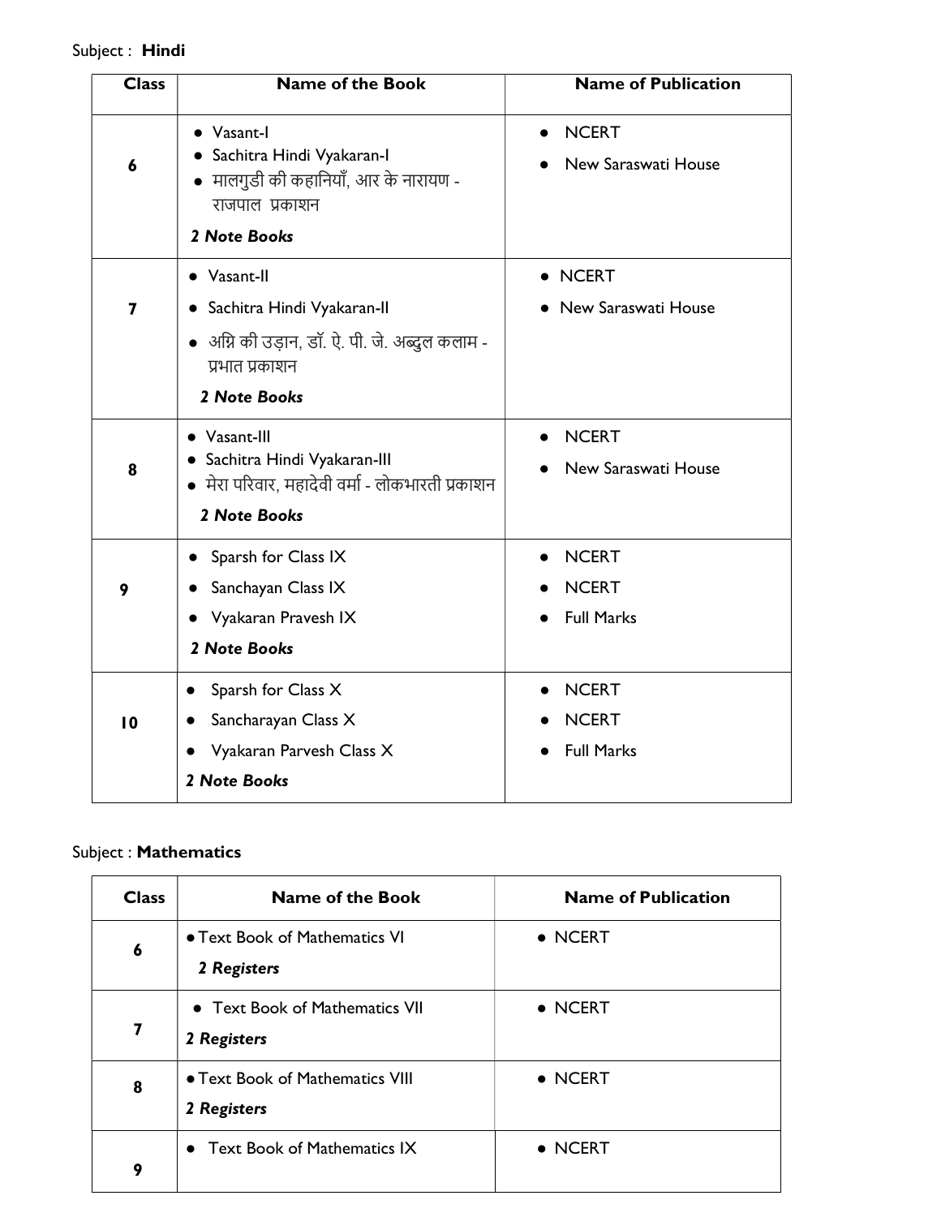Subject : **Hindi**

| Class | Name of the Book | Name of Publication |
| --- | --- | --- |
| 6 | • Vasant-I<br>• Sachitra Hindi Vyakaran-I<br>• मालगुडी की कहानियाँ, आर के नारायण - राजपाल प्रकाशन<br>***2 Note Books*** | • NCERT<br>• New Saraswati House |
| 7 | • Vasant-II<br>• Sachitra Hindi Vyakaran-II<br>• अग्नि की उड़ान, डॉ. ऐ. पी. जे. अब्दुल कलाम - प्रभात प्रकाशन<br>***2 Note Books*** | • NCERT<br>• New Saraswati House |
| 8 | • Vasant-III<br>• Sachitra Hindi Vyakaran-III<br>• मेरा परिवार, महादेवी वर्मा - लोकभारती प्रकाशन<br>***2 Note Books*** | • NCERT<br>• New Saraswati House |
| 9 | • Sparsh for Class IX<br>• Sanchayan Class IX<br>• Vyakaran Pravesh IX<br>***2 Note Books*** | • NCERT<br>• NCERT<br>• Full Marks |
| 10 | • Sparsh for Class X<br>• Sancharayan Class X<br>• Vyakaran Parvesh Class X<br>***2 Note Books*** | • NCERT<br>• NCERT<br>• Full Marks |

Subject : **Mathematics**

| Class | Name of the Book | Name of Publication |
| --- | --- | --- |
| 6 | • Text Book of Mathematics VI<br>***2 Registers*** | • NCERT |
| 7 | • Text Book of Mathematics VII<br>***2 Registers*** | • NCERT |
| 8 | • Text Book of Mathematics VIII<br>***2 Registers*** | • NCERT |
| 9 | • Text Book of Mathematics IX | • NCERT |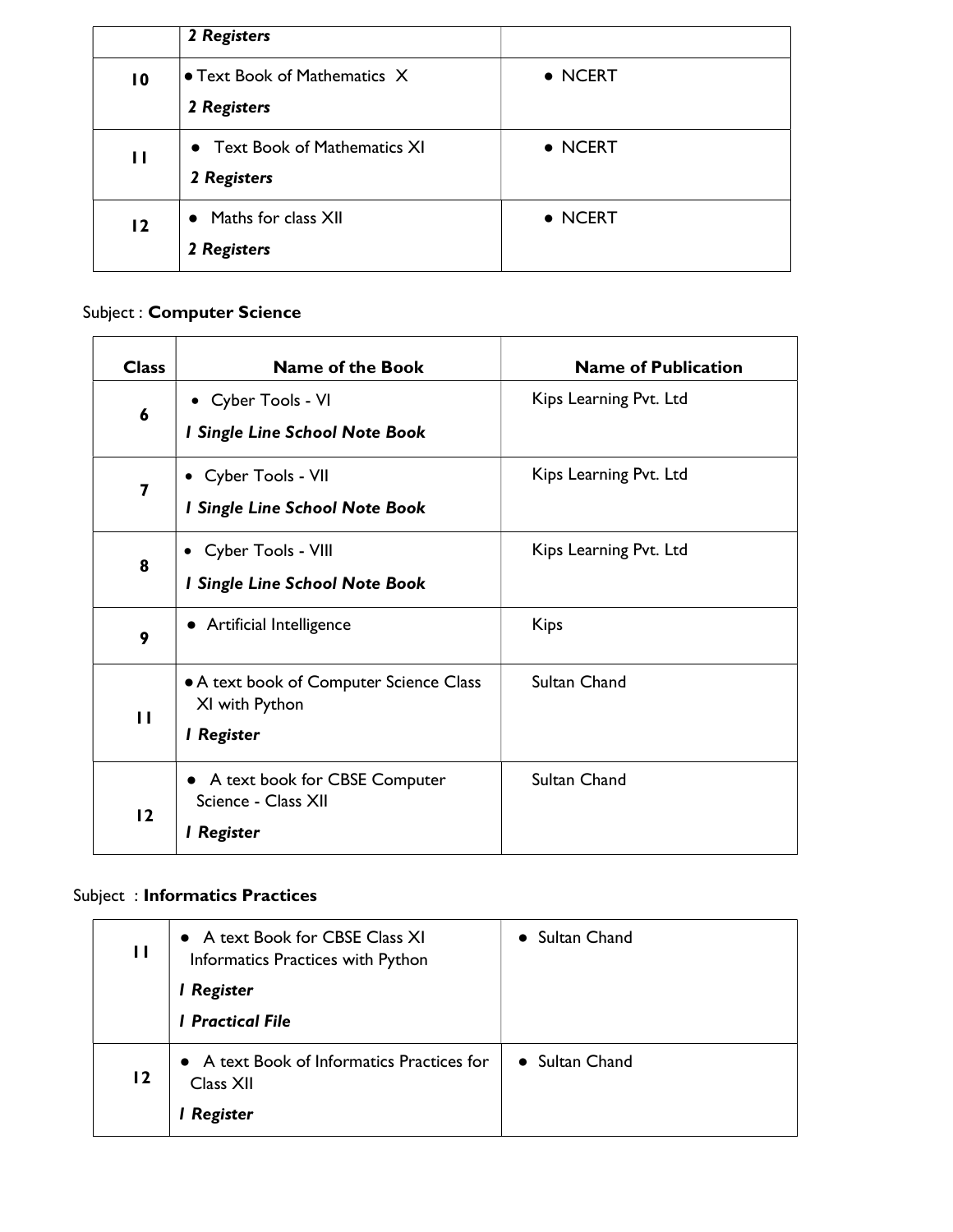| | | |
|---|---|---|
| | ***2 Registers*** | |
| 10 | • Text Book of Mathematics X<br>***2 Registers*** | • NCERT |
| 11 | • Text Book of Mathematics XI<br>***2 Registers*** | • NCERT |
| 12 | • Maths for class XII<br>***2 Registers*** | • NCERT |

Subject : **Computer Science**

| Class | Name of the Book | Name of Publication |
|---|---|---|
| 6 | • Cyber Tools - VI<br>***1 Single Line School Note Book*** | Kips Learning Pvt. Ltd |
| 7 | • Cyber Tools - VII<br>***1 Single Line School Note Book*** | Kips Learning Pvt. Ltd |
| 8 | • Cyber Tools - VIII<br>***1 Single Line School Note Book*** | Kips Learning Pvt. Ltd |
| 9 | • Artificial Intelligence | Kips |
| 11 | • A text book of Computer Science Class XI with Python<br>***1 Register*** | Sultan Chand |
| 12 | • A text book for CBSE Computer Science - Class XII<br>***1 Register*** | Sultan Chand |

Subject : **Informatics Practices**

| | | |
|---|---|---|
| 11 | • A text Book for CBSE Class XI Informatics Practices with Python<br>***1 Register***<br>***1 Practical File*** | • Sultan Chand |
| 12 | • A text Book of Informatics Practices for Class XII<br>***1 Register*** | • Sultan Chand |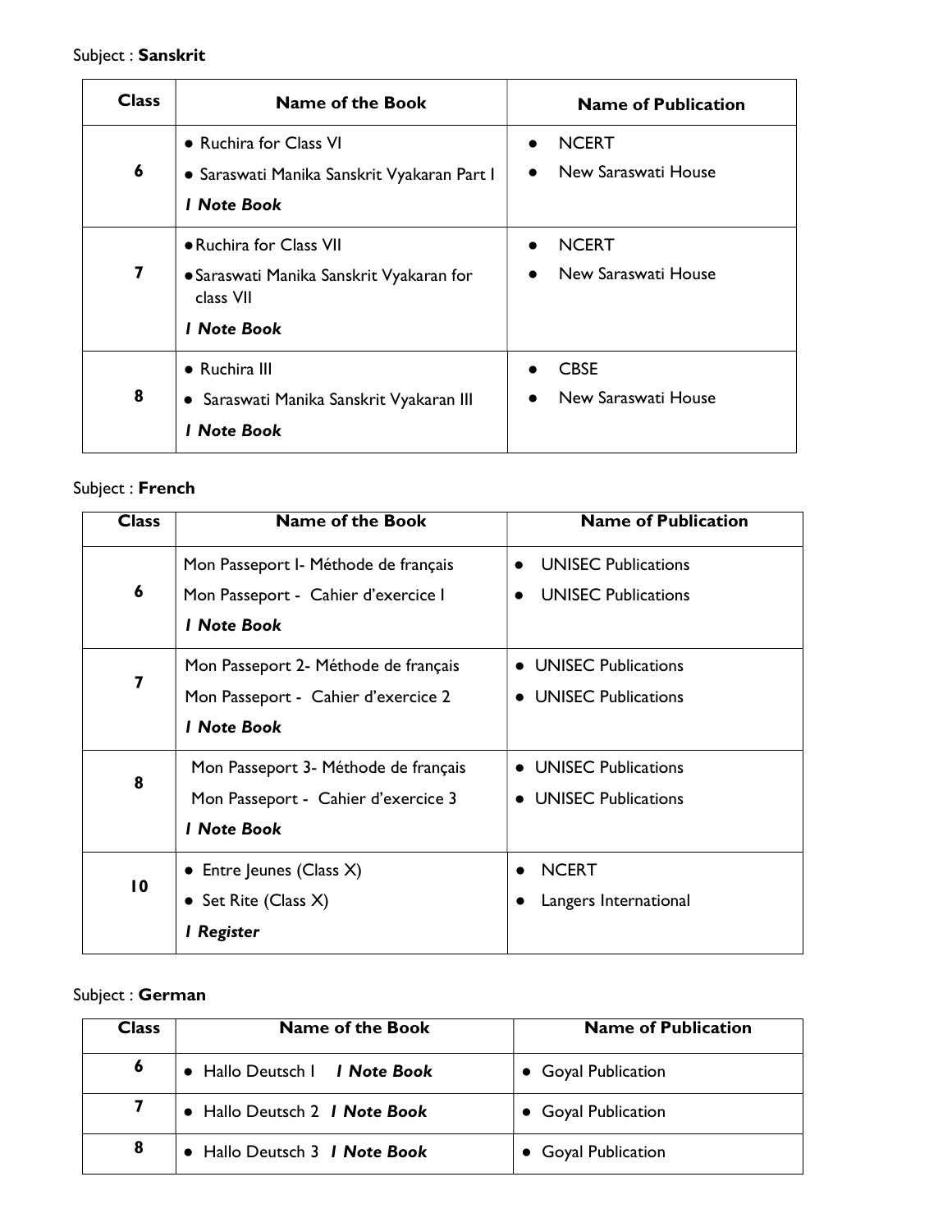Subject : **Sanskrit**

| Class | Name of the Book | Name of Publication |
| --- | --- | --- |
| 6 | • Ruchira for Class VI<br>• Saraswati Manika Sanskrit Vyakaran Part I<br>***1 Note Book*** | • NCERT<br>• New Saraswati House |
| 7 | • Ruchira for Class VII<br>• Saraswati Manika Sanskrit Vyakaran for class VII<br>***1 Note Book*** | • NCERT<br>• New Saraswati House |
| 8 | • Ruchira III<br>• Saraswati Manika Sanskrit Vyakaran III<br>***1 Note Book*** | • CBSE<br>• New Saraswati House |

Subject : **French**

| Class | Name of the Book | Name of Publication |
| --- | --- | --- |
| 6 | Mon Passeport I- Méthode de français<br>Mon Passeport - Cahier d'exercice I<br>***1 Note Book*** | • UNISEC Publications<br>• UNISEC Publications |
| 7 | Mon Passeport 2- Méthode de français<br>Mon Passeport - Cahier d'exercice 2<br>***1 Note Book*** | • UNISEC Publications<br>• UNISEC Publications |
| 8 | Mon Passeport 3- Méthode de français<br>Mon Passeport - Cahier d'exercice 3<br>***1 Note Book*** | • UNISEC Publications<br>• UNISEC Publications |
| 10 | • Entre Jeunes (Class X)<br>• Set Rite (Class X)<br>***1 Register*** | • NCERT<br>• Langers International |

Subject : **German**

| Class | Name of the Book | Name of Publication |
| --- | --- | --- |
| 6 | • Hallo Deutsch I ***1 Note Book*** | • Goyal Publication |
| 7 | • Hallo Deutsch 2 ***1 Note Book*** | • Goyal Publication |
| 8 | • Hallo Deutsch 3 ***1 Note Book*** | • Goyal Publication |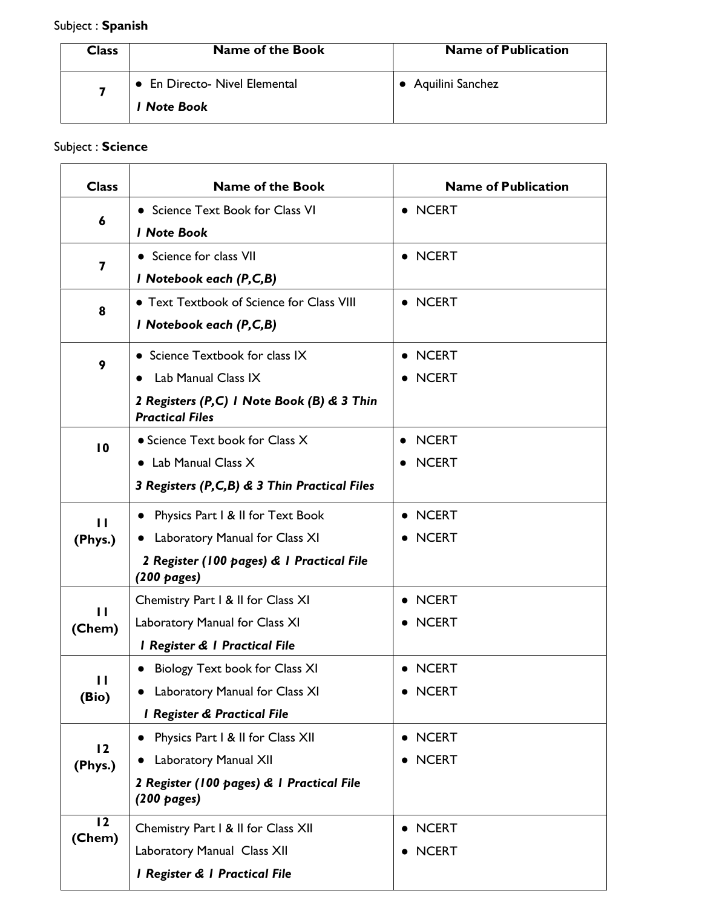Subject : **Spanish**

| Class | Name of the Book | Name of Publication |
|---|---|---|
| 7 | • En Directo- Nivel Elemental<br>***1 Note Book*** | • Aquilini Sanchez |

Subject : **Science**

| Class | Name of the Book | Name of Publication |
|---|---|---|
| 6 | • Science Text Book for Class VI<br>***1 Note Book*** | • NCERT |
| 7 | • Science for class VII<br>***1 Notebook each (P,C,B)*** | • NCERT |
| 8 | • Text Textbook of Science for Class VIII<br>***1 Notebook each (P,C,B)*** | • NCERT |
| 9 | • Science Textbook for class IX<br>• Lab Manual Class IX<br>***2 Registers (P,C) 1 Note Book (B) & 3 Thin Practical Files*** | • NCERT<br>• NCERT |
| 10 | • Science Text book for Class X<br>• Lab Manual Class X<br>***3 Registers (P,C,B) & 3 Thin Practical Files*** | • NCERT<br>• NCERT |
| 11 (Phys.) | • Physics Part I & II for Text Book<br>• Laboratory Manual for Class XI<br>***2 Register (100 pages) & 1 Practical File (200 pages)*** | • NCERT<br>• NCERT |
| 11 (Chem) | Chemistry Part I & II for Class XI<br>Laboratory Manual for Class XI<br>***1 Register & 1 Practical File*** | • NCERT<br>• NCERT |
| 11 (Bio) | • Biology Text book for Class XI<br>• Laboratory Manual for Class XI<br>***1 Register & Practical File*** | • NCERT<br>• NCERT |
| 12 (Phys.) | • Physics Part I & II for Class XII<br>• Laboratory Manual XII<br>***2 Register (100 pages) & 1 Practical File (200 pages)*** | • NCERT<br>• NCERT |
| 12 (Chem) | Chemistry Part I & II for Class XII<br>Laboratory Manual Class XII<br>***1 Register & 1 Practical File*** | • NCERT<br>• NCERT |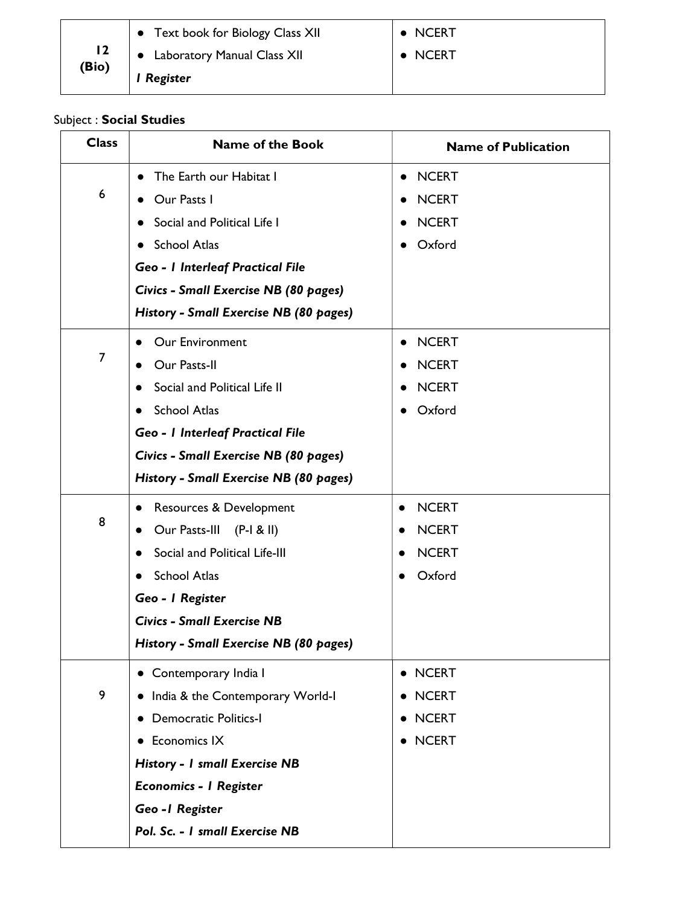| | | |
|---|---|---|
| 12 (Bio) | • Text book for Biology Class XII<br>• Laboratory Manual Class XII<br>***I Register*** | • NCERT<br>• NCERT |

Subject : **Social Studies**

| Class | Name of the Book | Name of Publication |
|---|---|---|
| 6 | • The Earth our Habitat I<br>• Our Pasts I<br>• Social and Political Life I<br>• School Atlas<br>***Geo - I Interleaf Practical File***<br>***Civics - Small Exercise NB (80 pages)***<br>***History - Small Exercise NB (80 pages)*** | • NCERT<br>• NCERT<br>• NCERT<br>• Oxford |
| 7 | • Our Environment<br>• Our Pasts-II<br>• Social and Political Life II<br>• School Atlas<br>***Geo - I Interleaf Practical File***<br>***Civics - Small Exercise NB (80 pages)***<br>***History - Small Exercise NB (80 pages)*** | • NCERT<br>• NCERT<br>• NCERT<br>• Oxford |
| 8 | • Resources & Development<br>• Our Pasts-III (P-I & II)<br>• Social and Political Life-III<br>• School Atlas<br>***Geo - I Register***<br>***Civics - Small Exercise NB***<br>***History - Small Exercise NB (80 pages)*** | • NCERT<br>• NCERT<br>• NCERT<br>• Oxford |
| 9 | • Contemporary India I<br>• India & the Contemporary World-I<br>• Democratic Politics-I<br>• Economics IX<br>***History - I small Exercise NB***<br>***Economics - I Register***<br>***Geo -I Register***<br>***Pol. Sc. - I small Exercise NB*** | • NCERT<br>• NCERT<br>• NCERT<br>• NCERT |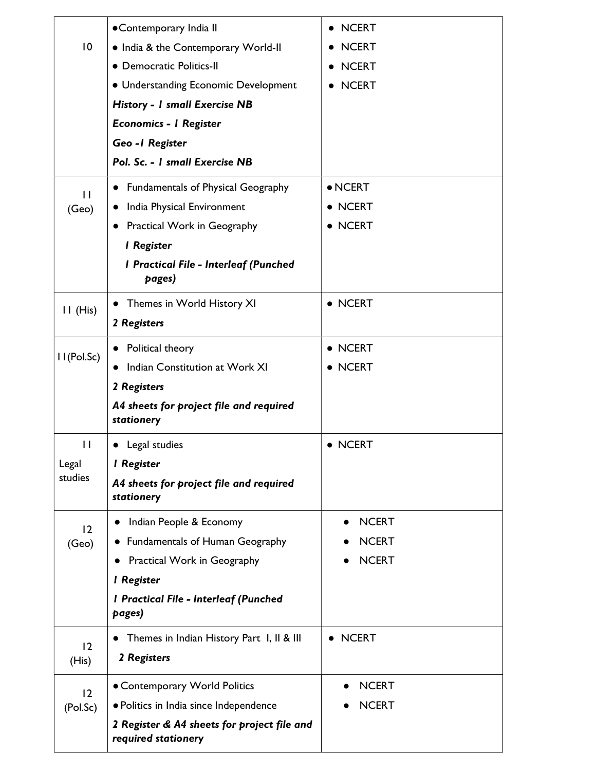| | | |
|---|---|---|
| 10 | • Contemporary India II<br>• India & the Contemporary World-II<br>• Democratic Politics-II<br>• Understanding Economic Development<br>***History - 1 small Exercise NB***<br>***Economics - 1 Register***<br>***Geo -1 Register***<br>***Pol. Sc. - 1 small Exercise NB*** | • NCERT<br>• NCERT<br>• NCERT<br>• NCERT |
| 11 (Geo) | • Fundamentals of Physical Geography<br>• India Physical Environment<br>• Practical Work in Geography<br>***1 Register***<br>***1 Practical File - Interleaf (Punched pages)*** | • NCERT<br>• NCERT<br>• NCERT |
| 11 (His) | • Themes in World History XI<br>***2 Registers*** | • NCERT |
| 11(Pol.Sc) | • Political theory<br>• Indian Constitution at Work XI<br>***2 Registers***<br>***A4 sheets for project file and required stationery*** | • NCERT<br>• NCERT |
| 11 Legal studies | • Legal studies<br>***1 Register***<br>***A4 sheets for project file and required stationery*** | • NCERT |
| 12 (Geo) | • Indian People & Economy<br>• Fundamentals of Human Geography<br>• Practical Work in Geography<br>***1 Register***<br>***1 Practical File - Interleaf (Punched pages)*** | • NCERT<br>• NCERT<br>• NCERT |
| 12 (His) | • Themes in Indian History Part I, II & III<br>***2 Registers*** | • NCERT |
| 12 (Pol.Sc) | • Contemporary World Politics<br>• Politics in India since Independence<br>***2 Register & A4 sheets for project file and required stationery*** | • NCERT<br>• NCERT |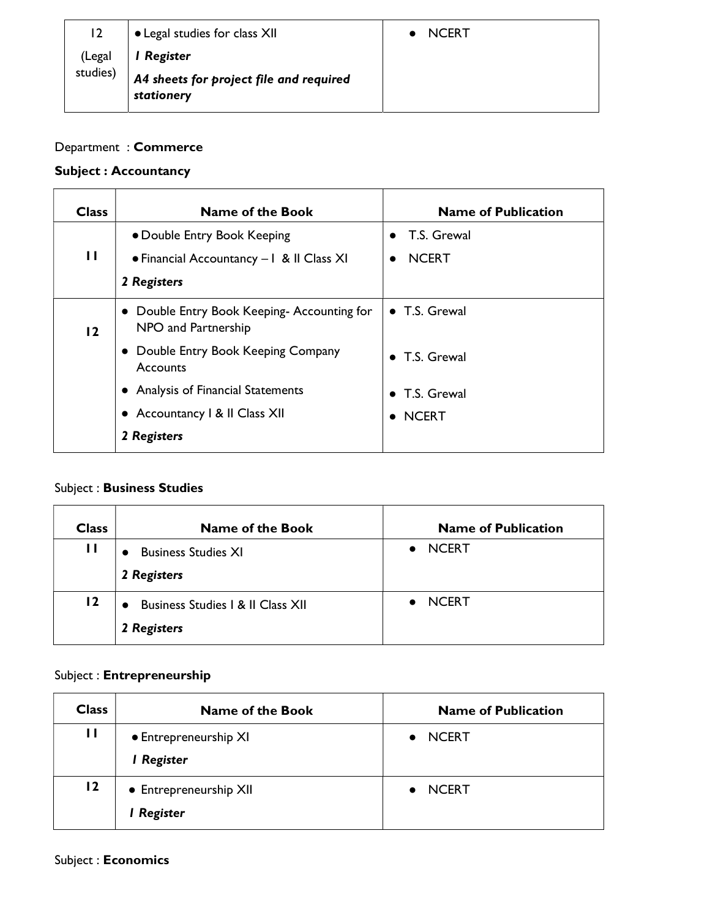| 12 (Legal studies) | • Legal studies for class XII<br>***I Register***<br>***A4 sheets for project file and required stationery*** | • NCERT |
|---|---|---|

Department : **Commerce**

**Subject : Accountancy**

| Class | Name of the Book | Name of Publication |
|---|---|---|
| 11 | • Double Entry Book Keeping<br>• Financial Accountancy – I & II Class XI<br>***2 Registers*** | • T.S. Grewal<br>• NCERT |
| 12 | • Double Entry Book Keeping- Accounting for NPO and Partnership<br>• Double Entry Book Keeping Company Accounts<br>• Analysis of Financial Statements<br>• Accountancy I & II Class XII<br>***2 Registers*** | • T.S. Grewal<br>• T.S. Grewal<br>• T.S. Grewal<br>• NCERT |

Subject : **Business Studies**

| Class | Name of the Book | Name of Publication |
|---|---|---|
| 11 | • Business Studies XI<br>***2 Registers*** | • NCERT |
| 12 | • Business Studies I & II Class XII<br>***2 Registers*** | • NCERT |

Subject : **Entrepreneurship**

| Class | Name of the Book | Name of Publication |
|---|---|---|
| 11 | • Entrepreneurship XI<br>***I Register*** | • NCERT |
| 12 | • Entrepreneurship XII<br>***I Register*** | • NCERT |

Subject : **Economics**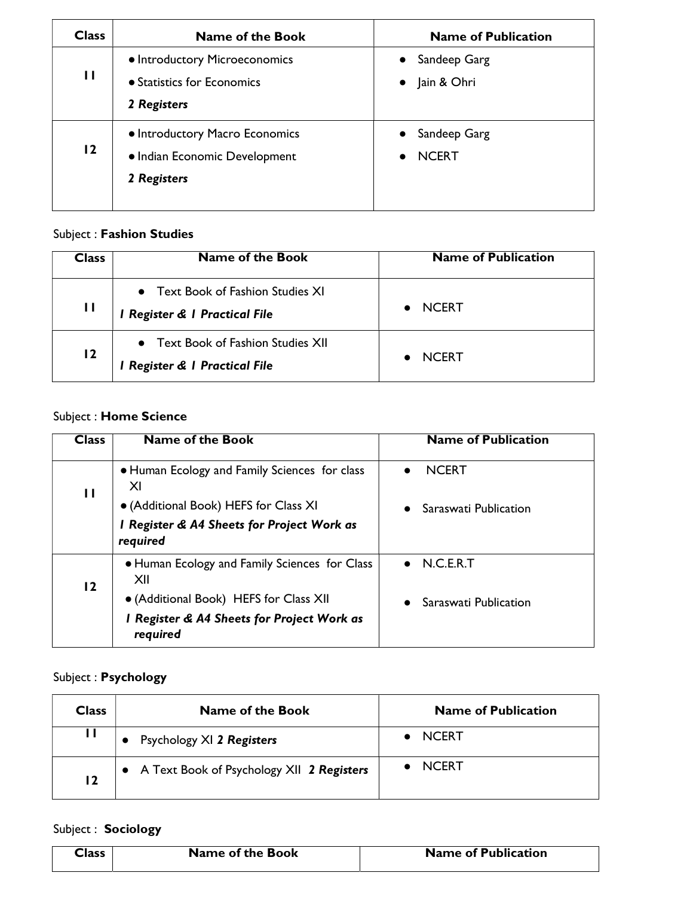| Class | Name of the Book | Name of Publication |
| --- | --- | --- |
| 11 | • Introductory Microeconomics<br>• Statistics for Economics<br>***2 Registers*** | • Sandeep Garg<br>• Jain & Ohri |
| 12 | • Introductory Macro Economics<br>• Indian Economic Development<br>***2 Registers*** | • Sandeep Garg<br>• NCERT |

Subject : **Fashion Studies**

| Class | Name of the Book | Name of Publication |
| --- | --- | --- |
| 11 | • Text Book of Fashion Studies XI<br>***1 Register & 1 Practical File*** | • NCERT |
| 12 | • Text Book of Fashion Studies XII<br>***1 Register & 1 Practical File*** | • NCERT |

Subject : **Home Science**

| Class | Name of the Book | Name of Publication |
| --- | --- | --- |
| 11 | • Human Ecology and Family Sciences for class XI<br>• (Additional Book) HEFS for Class XI<br>***1 Register & A4 Sheets for Project Work as required*** | • NCERT<br>• Saraswati Publication |
| 12 | • Human Ecology and Family Sciences for Class XII<br>• (Additional Book) HEFS for Class XII<br>***1 Register & A4 Sheets for Project Work as required*** | • N.C.E.R.T<br>• Saraswati Publication |

Subject : **Psychology**

| Class | Name of the Book | Name of Publication |
| --- | --- | --- |
| 11 | • Psychology XI ***2 Registers*** | • NCERT |
| 12 | • A Text Book of Psychology XII ***2 Registers*** | • NCERT |

Subject : **Sociology**

| Class | Name of the Book | Name of Publication |
| --- | --- | --- |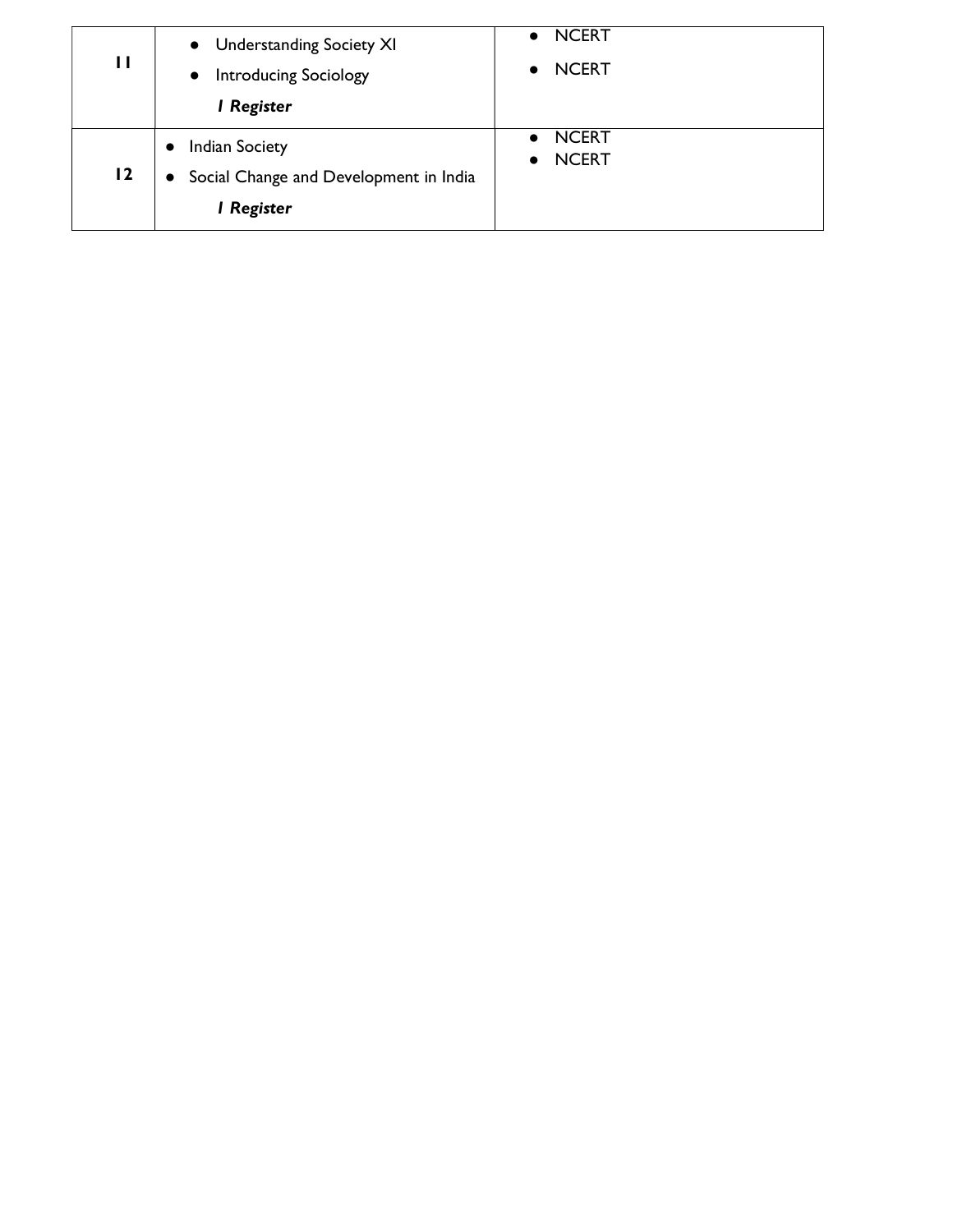| | | |
|---|---|---|
| **11** | • Understanding Society XI<br>• Introducing Sociology<br>***1 Register*** | • NCERT<br>• NCERT |
| **12** | • Indian Society<br>• Social Change and Development in India<br>***1 Register*** | • NCERT<br>• NCERT |